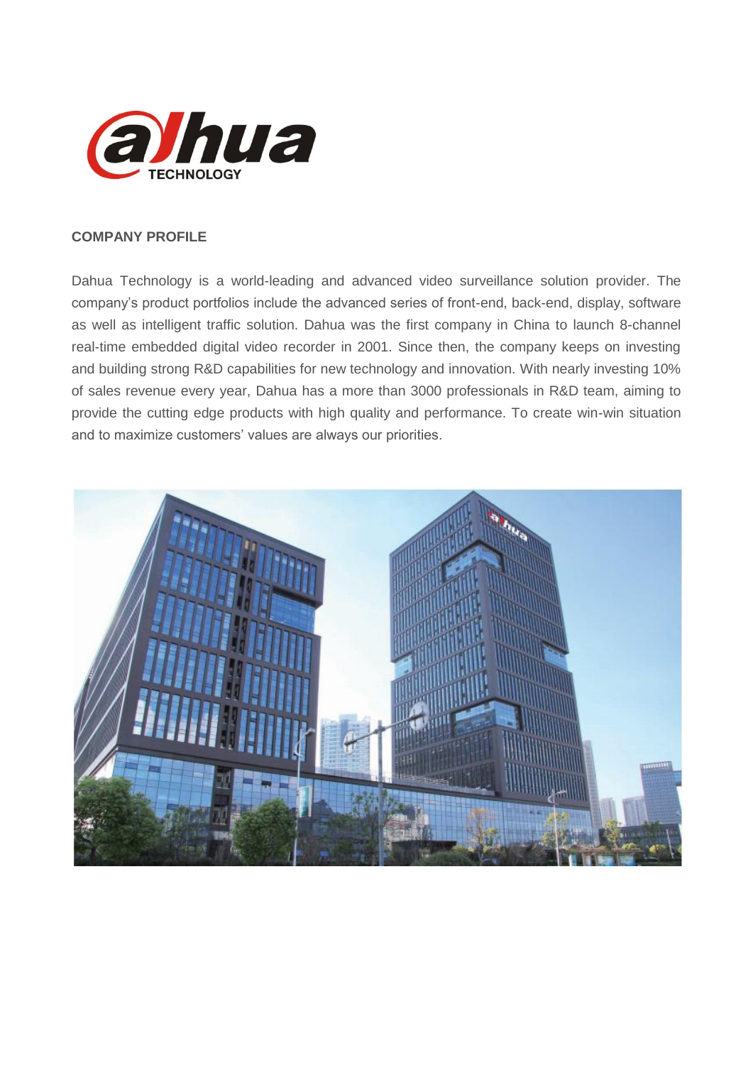## COMPANY PROFILE

Dahua Technology is a world-leading and advanced video surveillance solution provider. The company's product portfolios include the advanced series of front-end, back-end, display, software as well as intelligent traffic solution. Dahua was the first company in China to launch 8-channel real-time embedded digital video recorder in 2001. Since then, the company keeps on investing and building strong R&D capabilities for new technology and innovation. With nearly investing 10% of sales revenue every year, Dahua has a more than 3000 professionals in R&D team, aiming to provide the cutting edge products with high quality and performance. To create win-win situation and to maximize customers' values are always our priorities.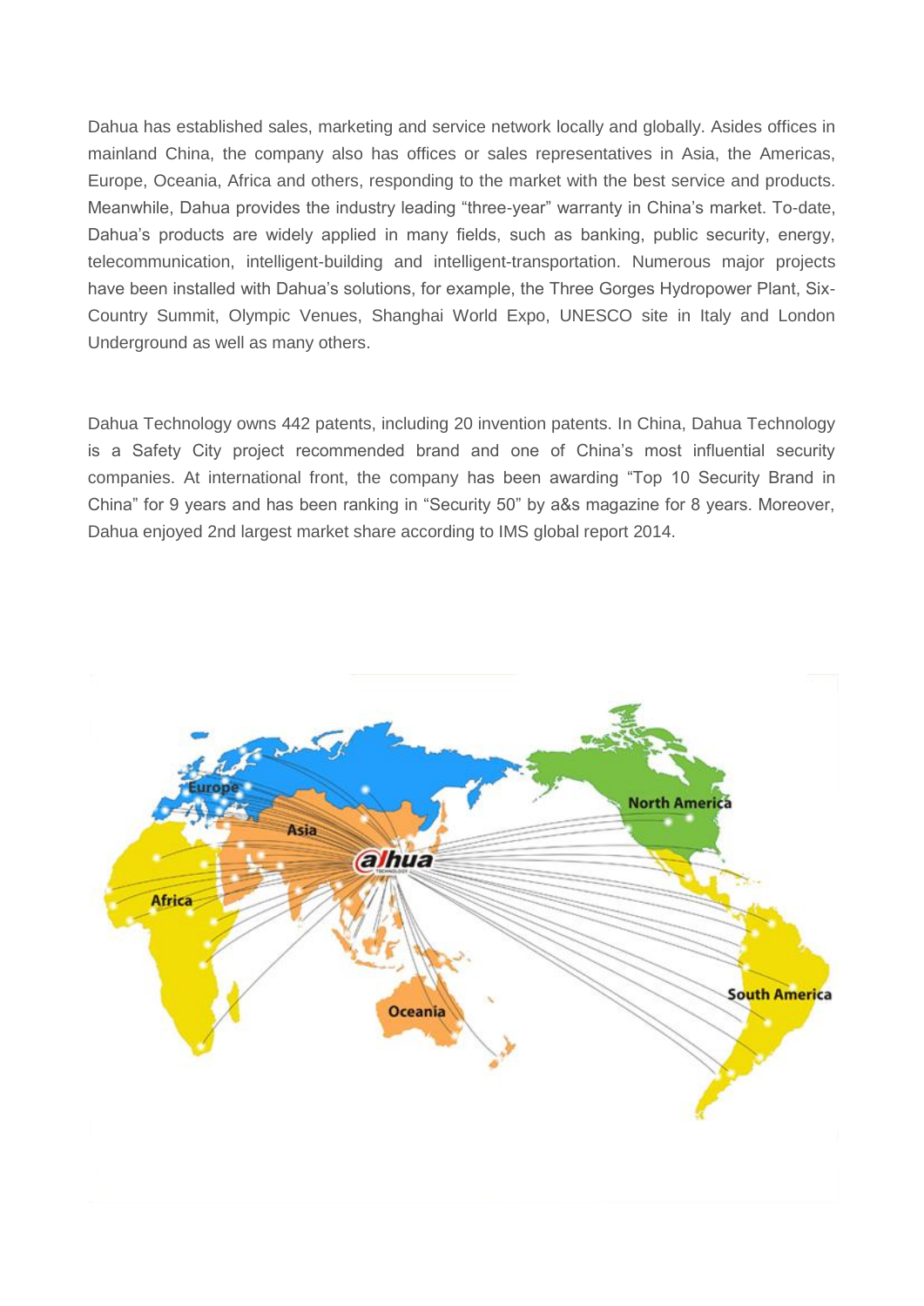Dahua has established sales, marketing and service network locally and globally. Asides offices in mainland China, the company also has offices or sales representatives in Asia, the Americas, Europe, Oceania, Africa and others, responding to the market with the best service and products. Meanwhile, Dahua provides the industry leading "three-year" warranty in China's market. To-date, Dahua's products are widely applied in many fields, such as banking, public security, energy, telecommunication, intelligent-building and intelligent-transportation. Numerous major projects have been installed with Dahua's solutions, for example, the Three Gorges Hydropower Plant, Six-Country Summit, Olympic Venues, Shanghai World Expo, UNESCO site in Italy and London Underground as well as many others.

Dahua Technology owns 442 patents, including 20 invention patents. In China, Dahua Technology is a Safety City project recommended brand and one of China's most influential security companies. At international front, the company has been awarding "Top 10 Security Brand in China" for 9 years and has been ranking in "Security 50" by a&s magazine for 8 years. Moreover, Dahua enjoyed 2nd largest market share according to IMS global report 2014.

Europe

Asia

alhua

North America

Africa

South America

Oceania